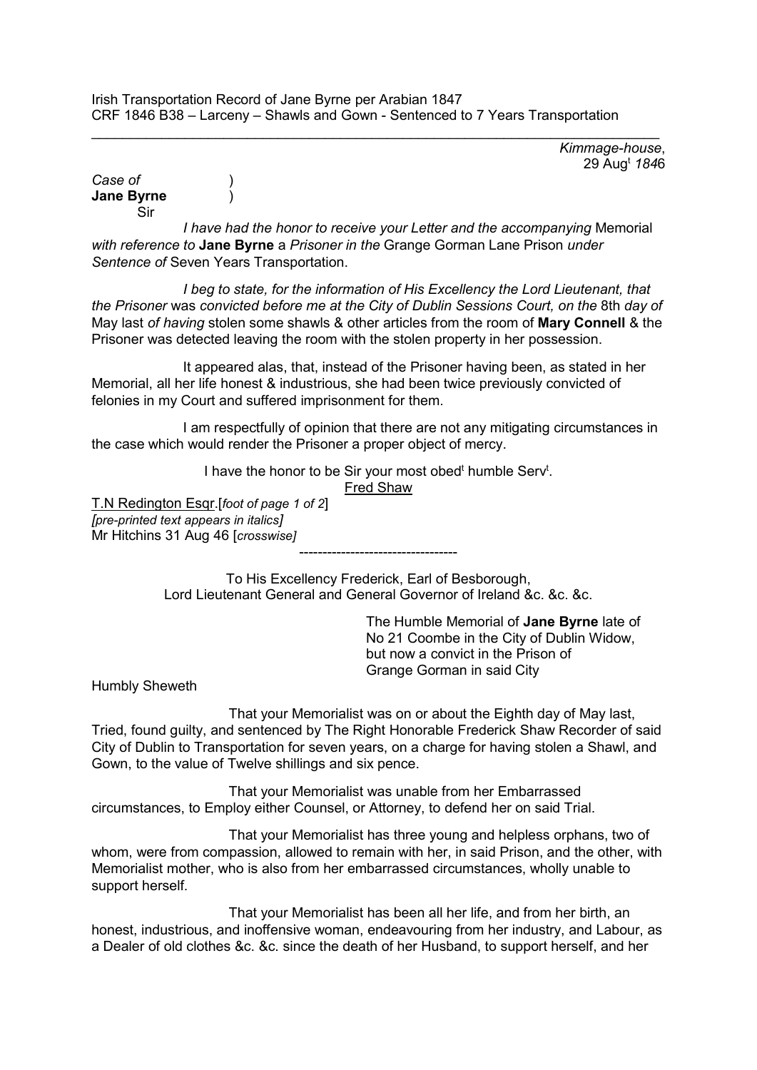Irish Transportation Record of Jane Byrne per Arabian 1847
CRF 1846 B38 – Larceny – Shawls and Gown - Sentenced to 7 Years Transportation

---

*Kimmage-house*,
29 Aug[t] *184*6

*Case of* )
**Jane Byrne** )
Sir

*I have had the honor to receive your Letter and the accompanying* Memorial *with reference to* **Jane Byrne** a *Prisoner in the* Grange Gorman Lane Prison *under Sentence of* Seven Years Transportation.

*I beg to state, for the information of His Excellency the Lord Lieutenant, that the Prisoner* was *convicted before me at the City of Dublin Sessions Court, on the* 8th *day of* May last *of having* stolen some shawls & other articles from the room of **Mary Connell** & the Prisoner was detected leaving the room with the stolen property in her possession.

It appeared alas, that, instead of the Prisoner having been, as stated in her Memorial, all her life honest & industrious, she had been twice previously convicted of felonies in my Court and suffered imprisonment for them.

I am respectfully of opinion that there are not any mitigating circumstances in the case which would render the Prisoner a proper object of mercy.

I have the honor to be Sir your most obed[t] humble Serv[t].
Fred Shaw

T.N Redington Esqr.[*foot of page 1 of 2*]
*[pre-printed text appears in italics]*
Mr Hitchins 31 Aug 46 [*crosswise*]

----------------------------------

To His Excellency Frederick, Earl of Besborough,
Lord Lieutenant General and General Governor of Ireland &c. &c. &c.

The Humble Memorial of **Jane Byrne** late of
No 21 Coombe in the City of Dublin Widow,
but now a convict in the Prison of
Grange Gorman in said City

Humbly Sheweth

That your Memorialist was on or about the Eighth day of May last, Tried, found guilty, and sentenced by The Right Honorable Frederick Shaw Recorder of said City of Dublin to Transportation for seven years, on a charge for having stolen a Shawl, and Gown, to the value of Twelve shillings and six pence.

That your Memorialist was unable from her Embarrassed circumstances, to Employ either Counsel, or Attorney, to defend her on said Trial.

That your Memorialist has three young and helpless orphans, two of whom, were from compassion, allowed to remain with her, in said Prison, and the other, with Memorialist mother, who is also from her embarrassed circumstances, wholly unable to support herself.

That your Memorialist has been all her life, and from her birth, an honest, industrious, and inoffensive woman, endeavouring from her industry, and Labour, as a Dealer of old clothes &c. &c. since the death of her Husband, to support herself, and her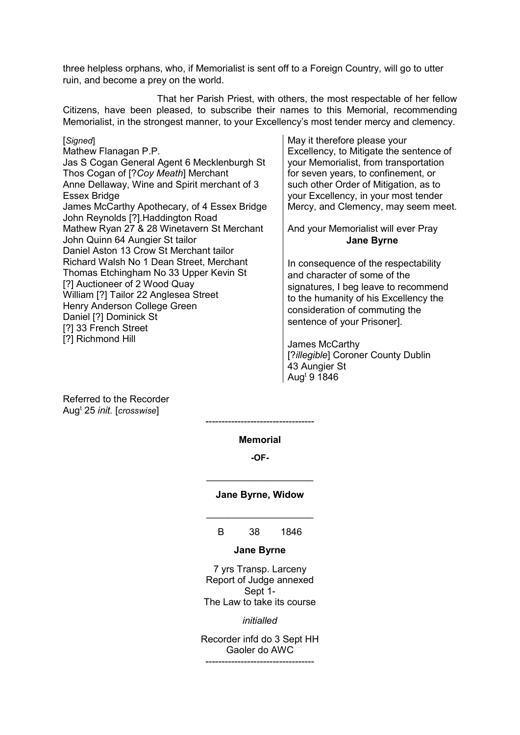three helpless orphans, who, if Memorialist is sent off to a Foreign Country, will go to utter ruin, and become a prey on the world.

That her Parish Priest, with others, the most respectable of her fellow Citizens, have been pleased, to subscribe their names to this Memorial, recommending Memorialist, in the strongest manner, to your Excellency's most tender mercy and clemency.

May it therefore please your Excellency, to Mitigate the sentence of your Memorialist, from transportation for seven years, to confinement, or such other Order of Mitigation, as to your Excellency, in your most tender Mercy, and Clemency, may seem meet.

And your Memorialist will ever Pray
**Jane Byrne**

[*Signed*]
Mathew Flanagan P.P.
Jas S Cogan General Agent 6 Mecklenburgh St
Thos Cogan of [?*Coy Meath*] Merchant
Anne Dellaway, Wine and Spirit merchant of 3 Essex Bridge
James McCarthy Apothecary, of 4 Essex Bridge
John Reynolds [?].Haddington Road
Mathew Ryan 27 & 28 Winetavern St Merchant
John Quinn 64 Aungier St tailor
Daniel Aston 13 Crow St Merchant tailor
Richard Walsh No 1 Dean Street, Merchant
Thomas Etchingham No 33 Upper Kevin St
[?] Auctioneer of 2 Wood Quay
William [?] Tailor 22 Anglesea Street
Henry Anderson College Green
Daniel [?] Dominick St
[?] 33 French Street
[?] Richmond Hill

In consequence of the respectability and character of some of the signatures, I beg leave to recommend to the humanity of his Excellency the consideration of commuting the sentence of your Prisoner].

James McCarthy
[?*illegible*] Coroner County Dublin
43 Aungier St
Aug[t] 9 1846

Referred to the Recorder
Aug[t] 25 *init.* [*crosswise*]

---

**Memorial**

**-OF-**

---

**Jane Byrne, Widow**

---

B 38 1846

**Jane Byrne**

7 yrs Transp. Larceny
Report of Judge annexed
Sept 1-
The Law to take its course

*initialled*

Recorder infd do 3 Sept HH
Gaoler do AWC

---